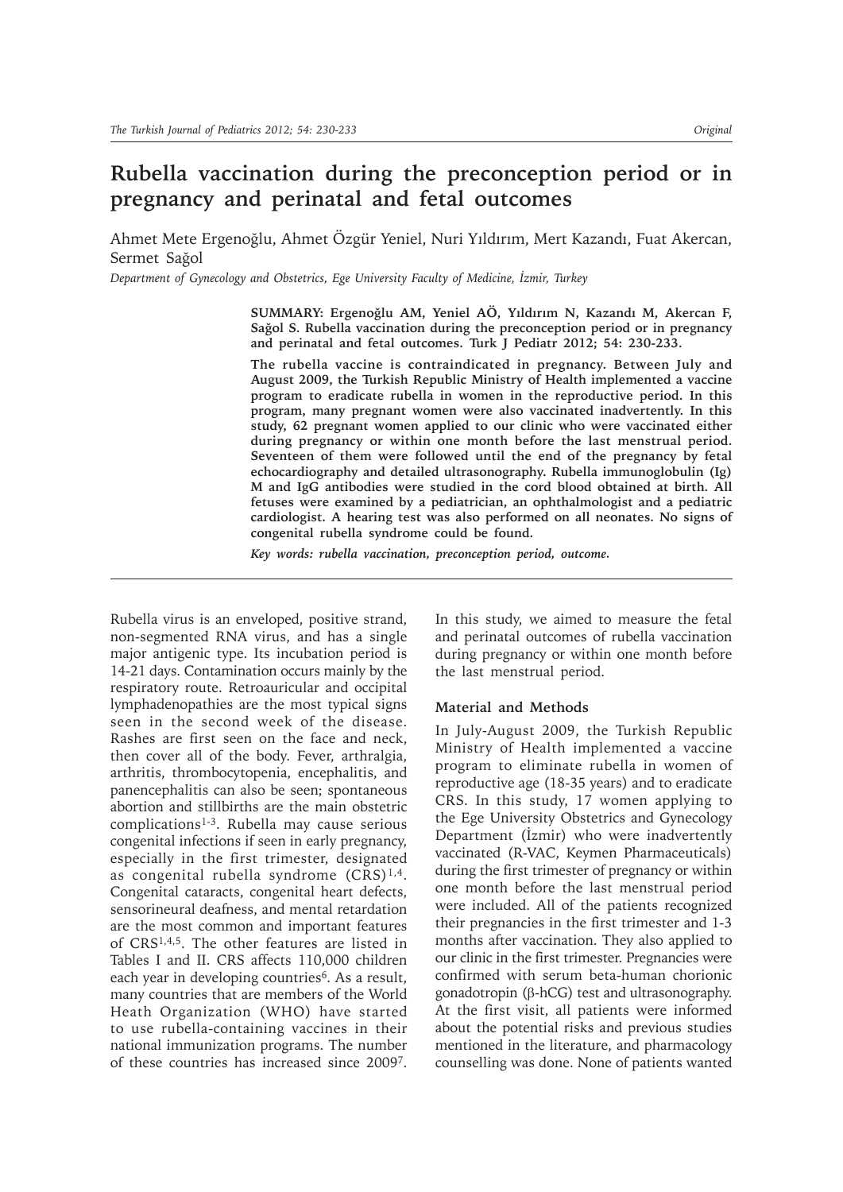# Rubella vaccination during the preconception period or in pregnancy and perinatal and fetal outcomes

Ahmet Mete Ergenoğlu, Ahmet Özgür Yeniel, Nuri Yıldırım, Mert Kazandı, Fuat Akercan, Sermet Sağol

*Department of Gynecology and Obstetrics, Ege University Faculty of Medicine, İzmir, Turkey*

**SUMMARY: Ergenoğlu AM, Yeniel AÖ, Yıldırım N, Kazandı M, Akercan F, Sağol S. Rubella vaccination during the preconception period or in pregnancy and perinatal and fetal outcomes. Turk J Pediatr 2012; 54: 230-233.**

**The rubella vaccine is contraindicated in pregnancy. Between July and August 2009, the Turkish Republic Ministry of Health implemented a vaccine program to eradicate rubella in women in the reproductive period. In this program, many pregnant women were also vaccinated inadvertently. In this study, 62 pregnant women applied to our clinic who were vaccinated either during pregnancy or within one month before the last menstrual period. Seventeen of them were followed until the end of the pregnancy by fetal echocardiography and detailed ultrasonography. Rubella immunoglobulin (Ig) M and IgG antibodies were studied in the cord blood obtained at birth. All fetuses were examined by a pediatrician, an ophthalmologist and a pediatric cardiologist. A hearing test was also performed on all neonates. No signs of congenital rubella syndrome could be found.**

***Key words: rubella vaccination, preconception period, outcome.***

Rubella virus is an enveloped, positive strand, non-segmented RNA virus, and has a single major antigenic type. Its incubation period is 14-21 days. Contamination occurs mainly by the respiratory route. Retroauricular and occipital lymphadenopathies are the most typical signs seen in the second week of the disease. Rashes are first seen on the face and neck, then cover all of the body. Fever, arthralgia, arthritis, thrombocytopenia, encephalitis, and panencephalitis can also be seen; spontaneous abortion and stillbirths are the main obstetric complications[1-3]. Rubella may cause serious congenital infections if seen in early pregnancy, especially in the first trimester, designated as congenital rubella syndrome (CRS)[1,4]. Congenital cataracts, congenital heart defects, sensorineural deafness, and mental retardation are the most common and important features of CRS[1,4,5]. The other features are listed in Tables I and II. CRS affects 110,000 children each year in developing countries[6]. As a result, many countries that are members of the World Heath Organization (WHO) have started to use rubella-containing vaccines in their national immunization programs. The number of these countries has increased since 2009[7].

In this study, we aimed to measure the fetal and perinatal outcomes of rubella vaccination during pregnancy or within one month before the last menstrual period.

## Material and Methods

In July-August 2009, the Turkish Republic Ministry of Health implemented a vaccine program to eliminate rubella in women of reproductive age (18-35 years) and to eradicate CRS. In this study, 17 women applying to the Ege University Obstetrics and Gynecology Department (İzmir) who were inadvertently vaccinated (R-VAC, Keymen Pharmaceuticals) during the first trimester of pregnancy or within one month before the last menstrual period were included. All of the patients recognized their pregnancies in the first trimester and 1-3 months after vaccination. They also applied to our clinic in the first trimester. Pregnancies were confirmed with serum beta-human chorionic gonadotropin (β-hCG) test and ultrasonography. At the first visit, all patients were informed about the potential risks and previous studies mentioned in the literature, and pharmacology counselling was done. None of patients wanted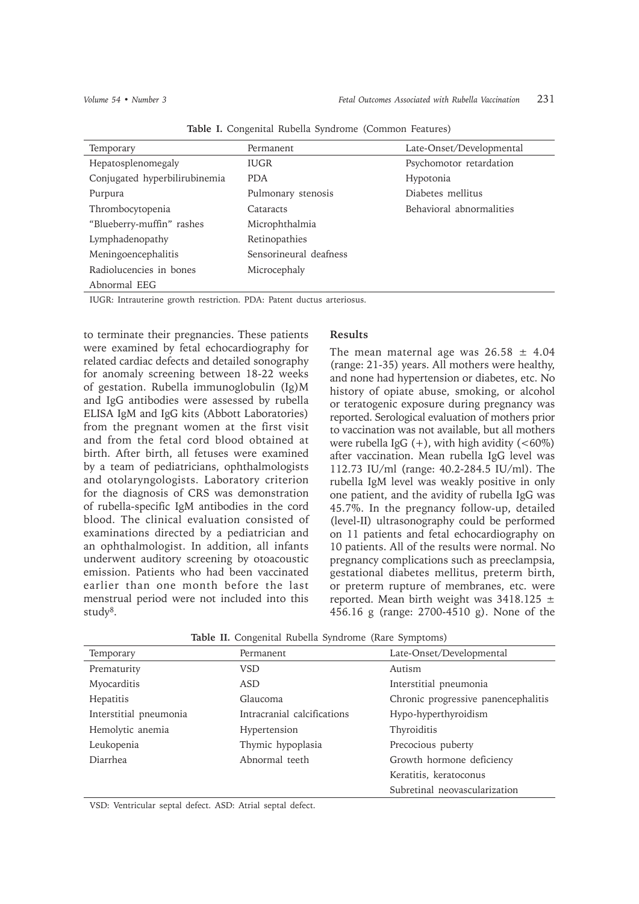**Table I.** Congenital Rubella Syndrome (Common Features)

| Temporary | Permanent | Late-Onset/Developmental |
|---|---|---|
| Hepatosplenomegaly | IUGR | Psychomotor retardation |
| Conjugated hyperbilirubinemia | PDA | Hypotonia |
| Purpura | Pulmonary stenosis | Diabetes mellitus |
| Thrombocytopenia | Cataracts | Behavioral abnormalities |
| "Blueberry-muffin" rashes | Microphthalmia | |
| Lymphadenopathy | Retinopathies | |
| Meningoencephalitis | Sensorineural deafness | |
| Radiolucencies in bones | Microcephaly | |
| Abnormal EEG | | |

IUGR: Intrauterine growth restriction. PDA: Patent ductus arteriosus.

to terminate their pregnancies. These patients were examined by fetal echocardiography for related cardiac defects and detailed sonography for anomaly screening between 18-22 weeks of gestation. Rubella immunoglobulin (Ig)M and IgG antibodies were assessed by rubella ELISA IgM and IgG kits (Abbott Laboratories) from the pregnant women at the first visit and from the fetal cord blood obtained at birth. After birth, all fetuses were examined by a team of pediatricians, ophthalmologists and otolaryngologists. Laboratory criterion for the diagnosis of CRS was demonstration of rubella-specific IgM antibodies in the cord blood. The clinical evaluation consisted of examinations directed by a pediatrician and an ophthalmologist. In addition, all infants underwent auditory screening by otoacoustic emission. Patients who had been vaccinated earlier than one month before the last menstrual period were not included into this study[8].

## Results

The mean maternal age was $26.58 \pm 4.04$ (range: 21-35) years. All mothers were healthy, and none had hypertension or diabetes, etc. No history of opiate abuse, smoking, or alcohol or teratogenic exposure during pregnancy was reported. Serological evaluation of mothers prior to vaccination was not available, but all mothers were rubella IgG (+), with high avidity (<60%) after vaccination. Mean rubella IgG level was 112.73 IU/ml (range: 40.2-284.5 IU/ml). The rubella IgM level was weakly positive in only one patient, and the avidity of rubella IgG was 45.7%. In the pregnancy follow-up, detailed (level-II) ultrasonography could be performed on 11 patients and fetal echocardiography on 10 patients. All of the results were normal. No pregnancy complications such as preeclampsia, gestational diabetes mellitus, preterm birth, or preterm rupture of membranes, etc. were reported. Mean birth weight was $3418.125 \pm 456.16$ g (range: 2700-4510 g). None of the

**Table II.** Congenital Rubella Syndrome (Rare Symptoms)

| Temporary | Permanent | Late-Onset/Developmental |
|---|---|---|
| Prematurity | VSD | Autism |
| Myocarditis | ASD | Interstitial pneumonia |
| Hepatitis | Glaucoma | Chronic progressive panencephalitis |
| Interstitial pneumonia | Intracranial calcifications | Hypo-hyperthyroidism |
| Hemolytic anemia | Hypertension | Thyroiditis |
| Leukopenia | Thymic hypoplasia | Precocious puberty |
| Diarrhea | Abnormal teeth | Growth hormone deficiency |
| | | Keratitis, keratoconus |
| | | Subretinal neovascularization |

VSD: Ventricular septal defect. ASD: Atrial septal defect.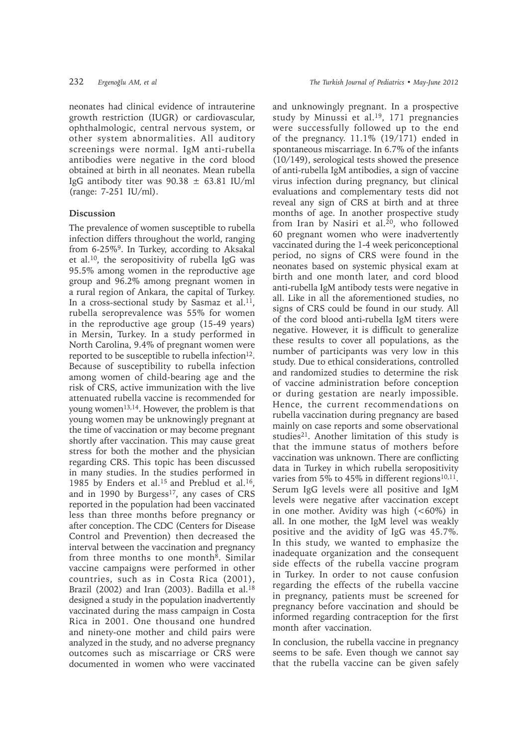neonates had clinical evidence of intrauterine growth restriction (IUGR) or cardiovascular, ophthalmologic, central nervous system, or other system abnormalities. All auditory screenings were normal. IgM anti-rubella antibodies were negative in the cord blood obtained at birth in all neonates. Mean rubella IgG antibody titer was $90.38 \pm 63.81$ IU/ml (range: 7-251 IU/ml).

## Discussion

The prevalence of women susceptible to rubella infection differs throughout the world, ranging from 6-25%[9]. In Turkey, according to Aksakal et al.[10], the seropositivity of rubella IgG was 95.5% among women in the reproductive age group and 96.2% among pregnant women in a rural region of Ankara, the capital of Turkey. In a cross-sectional study by Sasmaz et al.[11], rubella seroprevalence was 55% for women in the reproductive age group (15-49 years) in Mersin, Turkey. In a study performed in North Carolina, 9.4% of pregnant women were reported to be susceptible to rubella infection[12]. Because of susceptibility to rubella infection among women of child-bearing age and the risk of CRS, active immunization with the live attenuated rubella vaccine is recommended for young women[13,14]. However, the problem is that young women may be unknowingly pregnant at the time of vaccination or may become pregnant shortly after vaccination. This may cause great stress for both the mother and the physician regarding CRS. This topic has been discussed in many studies. In the studies performed in 1985 by Enders et al.[15] and Preblud et al.[16], and in 1990 by Burgess[17], any cases of CRS reported in the population had been vaccinated less than three months before pregnancy or after conception. The CDC (Centers for Disease Control and Prevention) then decreased the interval between the vaccination and pregnancy from three months to one month[8]. Similar vaccine campaigns were performed in other countries, such as in Costa Rica (2001), Brazil (2002) and Iran (2003). Badilla et al.[18] designed a study in the population inadvertently vaccinated during the mass campaign in Costa Rica in 2001. One thousand one hundred and ninety-one mother and child pairs were analyzed in the study, and no adverse pregnancy outcomes such as miscarriage or CRS were documented in women who were vaccinated and unknowingly pregnant. In a prospective study by Minussi et al.[19], 171 pregnancies were successfully followed up to the end of the pregnancy. 11.1% (19/171) ended in spontaneous miscarriage. In 6.7% of the infants (10/149), serological tests showed the presence of anti-rubella IgM antibodies, a sign of vaccine virus infection during pregnancy, but clinical evaluations and complementary tests did not reveal any sign of CRS at birth and at three months of age. In another prospective study from Iran by Nasiri et al.[20], who followed 60 pregnant women who were inadvertently vaccinated during the 1-4 week periconceptional period, no signs of CRS were found in the neonates based on systemic physical exam at birth and one month later, and cord blood anti-rubella IgM antibody tests were negative in all. Like in all the aforementioned studies, no signs of CRS could be found in our study. All of the cord blood anti-rubella IgM titers were negative. However, it is difficult to generalize these results to cover all populations, as the number of participants was very low in this study. Due to ethical considerations, controlled and randomized studies to determine the risk of vaccine administration before conception or during gestation are nearly impossible. Hence, the current recommendations on rubella vaccination during pregnancy are based mainly on case reports and some observational studies[21]. Another limitation of this study is that the immune status of mothers before vaccination was unknown. There are conflicting data in Turkey in which rubella seropositivity varies from 5% to 45% in different regions[10,11]. Serum IgG levels were all positive and IgM levels were negative after vaccination except in one mother. Avidity was high (<60%) in all. In one mother, the IgM level was weakly positive and the avidity of IgG was 45.7%. In this study, we wanted to emphasize the inadequate organization and the consequent side effects of the rubella vaccine program in Turkey. In order to not cause confusion regarding the effects of the rubella vaccine in pregnancy, patients must be screened for pregnancy before vaccination and should be informed regarding contraception for the first month after vaccination.

In conclusion, the rubella vaccine in pregnancy seems to be safe. Even though we cannot say that the rubella vaccine can be given safely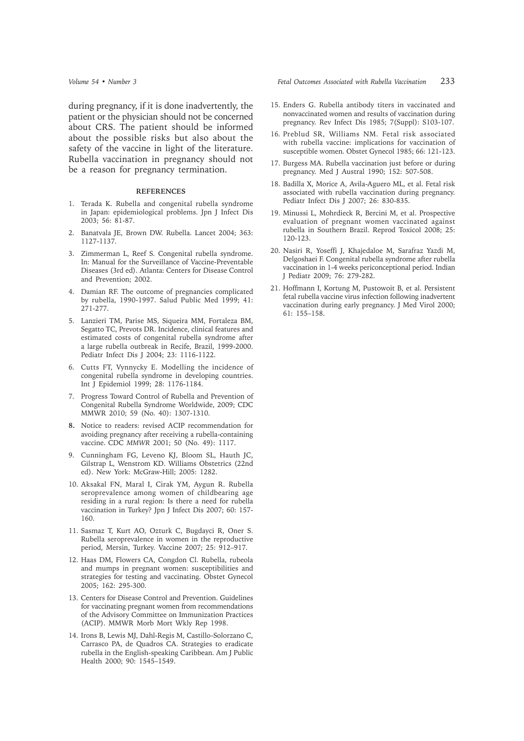during pregnancy, if it is done inadvertently, the patient or the physician should not be concerned about CRS. The patient should be informed about the possible risks but also about the safety of the vaccine in light of the literature. Rubella vaccination in pregnancy should not be a reason for pregnancy termination.

## REFERENCES

1. Terada K. Rubella and congenital rubella syndrome in Japan: epidemiological problems. Jpn J Infect Dis 2003; 56: 81-87.
2. Banatvala JE, Brown DW. Rubella. Lancet 2004; 363: 1127-1137.
3. Zimmerman L, Reef S. Congenital rubella syndrome. In: Manual for the Surveillance of Vaccine-Preventable Diseases (3rd ed). Atlanta: Centers for Disease Control and Prevention; 2002.
4. Damian RF. The outcome of pregnancies complicated by rubella, 1990-1997. Salud Public Med 1999; 41: 271-277.
5. Lanzieri TM, Parise MS, Siqueira MM, Fortaleza BM, Segatto TC, Prevots DR. Incidence, clinical features and estimated costs of congenital rubella syndrome after a large rubella outbreak in Recife, Brazil, 1999-2000. Pediatr Infect Dis J 2004; 23: 1116-1122.
6. Cutts FT, Vynnycky E. Modelling the incidence of congenital rubella syndrome in developing countries. Int J Epidemiol 1999; 28: 1176-1184.
7. Progress Toward Control of Rubella and Prevention of Congenital Rubella Syndrome Worldwide, 2009; CDC MMWR 2010; 59 (No. 40): 1307-1310.
8. Notice to readers: revised ACIP recommendation for avoiding pregnancy after receiving a rubella-containing vaccine. CDC *MMWR* 2001; 50 (No. 49): 1117.
9. Cunningham FG, Leveno KJ, Bloom SL, Hauth JC, Gilstrap L, Wenstrom KD. Williams Obstetrics (22nd ed). New York: McGraw-Hill; 2005: 1282.
10. Aksakal FN, Maral I, Cirak YM, Aygun R. Rubella seroprevalence among women of childbearing age residing in a rural region: Is there a need for rubella vaccination in Turkey? Jpn J Infect Dis 2007; 60: 157-160.
11. Sasmaz T, Kurt AO, Ozturk C, Bugdayci R, Oner S. Rubella seroprevalence in women in the reproductive period, Mersin, Turkey. Vaccine 2007; 25: 912–917.
12. Haas DM, Flowers CA, Congdon Cl. Rubella, rubeola and mumps in pregnant women: susceptibilities and strategies for testing and vaccinating. Obstet Gynecol 2005; 162: 295-300.
13. Centers for Disease Control and Prevention. Guidelines for vaccinating pregnant women from recommendations of the Advisory Committee on Immunization Practices (ACIP). MMWR Morb Mort Wkly Rep 1998.
14. Irons B, Lewis MJ, Dahl-Regis M, Castillo-Solorzano C, Carrasco PA, de Quadros CA. Strategies to eradicate rubella in the English-speaking Caribbean. Am J Public Health 2000; 90: 1545–1549.
15. Enders G. Rubella antibody titers in vaccinated and nonvaccinated women and results of vaccination during pregnancy. Rev Infect Dis 1985; 7(Suppl): S103-107.
16. Preblud SR, Williams NM. Fetal risk associated with rubella vaccine: implications for vaccination of susceptible women. Obstet Gynecol 1985; 66: 121-123.
17. Burgess MA. Rubella vaccination just before or during pregnancy. Med J Austral 1990; 152: 507-508.
18. Badilla X, Morice A, Avila-Aguero ML, et al. Fetal risk associated with rubella vaccination during pregnancy. Pediatr Infect Dis J 2007; 26: 830-835.
19. Minussi L, Mohrdieck R, Bercini M, et al. Prospective evaluation of pregnant women vaccinated against rubella in Southern Brazil. Reprod Toxicol 2008; 25: 120-123.
20. Nasiri R, Yoseffi J, Khajedaloe M, Sarafraz Yazdi M, Delgoshaei F. Congenital rubella syndrome after rubella vaccination in 1-4 weeks periconceptional period. Indian J Pediatr 2009; 76: 279-282.
21. Hoffmann I, Kortung M, Pustowoit B, et al. Persistent fetal rubella vaccine virus infection following inadvertent vaccination during early pregnancy. J Med Virol 2000; 61: 155–158.